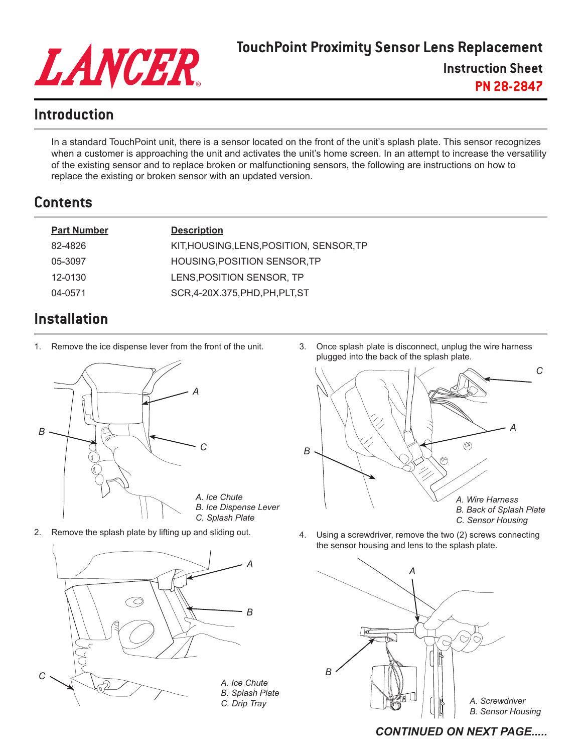# LANCER

## TouchPoint Proximity Sensor Lens Replacement

### Instruction Sheet

**PN 28-2847**

## Introduction

In a standard TouchPoint unit, there is a sensor located on the front of the unit's splash plate. This sensor recognizes when a customer is approaching the unit and activates the unit's home screen. In an attempt to increase the versatility of the existing sensor and to replace broken or malfunctioning sensors, the following are instructions on how to replace the existing or broken sensor with an updated version.

## Contents

| Part Number | Description |
|---|---|
| 82-4826 | KIT,HOUSING,LENS,POSITION, SENSOR,TP |
| 05-3097 | HOUSING,POSITION SENSOR,TP |
| 12-0130 | LENS,POSITION SENSOR, TP |
| 04-0571 | SCR,4-20X.375,PHD,PH,PLT,ST |

## Installation

1. Remove the ice dispense lever from the front of the unit.

*A. Ice Chute*
*B. Ice Dispense Lever*
*C. Splash Plate*

2. Remove the splash plate by lifting up and sliding out.

*A. Ice Chute*
*B. Splash Plate*
*C. Drip Tray*

3. Once splash plate is disconnect, unplug the wire harness plugged into the back of the splash plate.

*A. Wire Harness*
*B. Back of Splash Plate*
*C. Sensor Housing*

4. Using a screwdriver, remove the two (2) screws connecting the sensor housing and lens to the splash plate.

*A. Screwdriver*
*B. Sensor Housing*

***CONTINUED ON NEXT PAGE.....***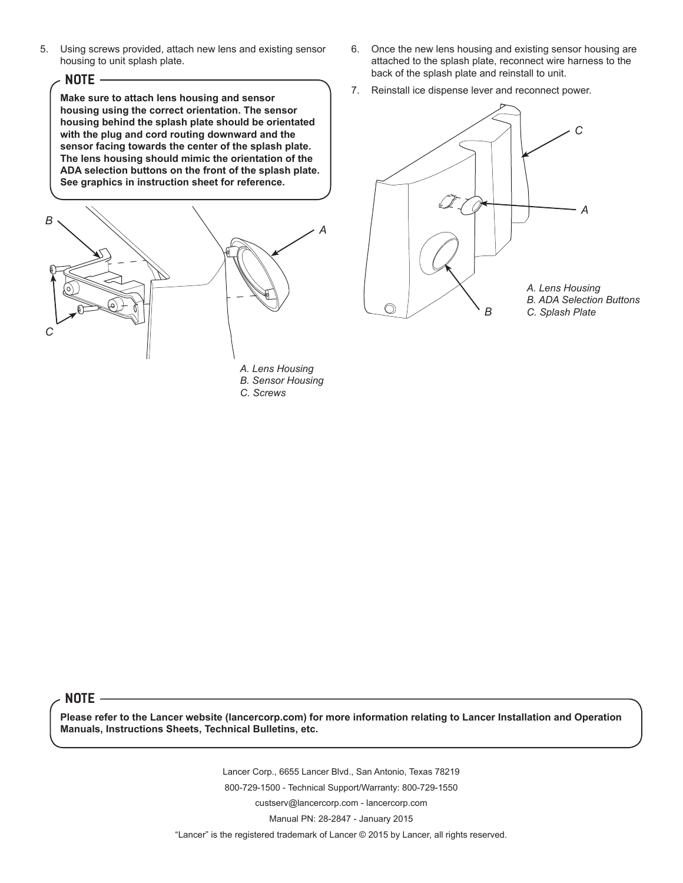5. Using screws provided, attach new lens and existing sensor housing to unit splash plate.

> **NOTE**
>
> **Make sure to attach lens housing and sensor housing using the correct orientation. The sensor housing behind the splash plate should be orientated with the plug and cord routing downward and the sensor facing towards the center of the splash plate. The lens housing should mimic the orientation of the ADA selection buttons on the front of the splash plate. See graphics in instruction sheet for reference.**

B

A

C

*A. Lens Housing*
*B. Sensor Housing*
*C. Screws*

6. Once the new lens housing and existing sensor housing are attached to the splash plate, reconnect wire harness to the back of the splash plate and reinstall to unit.
7. Reinstall ice dispense lever and reconnect power.

C

A

B

*A. Lens Housing*
*B. ADA Selection Buttons*
*C. Splash Plate*

> **NOTE**
>
> **Please refer to the Lancer website (lancercorp.com) for more information relating to Lancer Installation and Operation Manuals, Instructions Sheets, Technical Bulletins, etc.**

Lancer Corp., 6655 Lancer Blvd., San Antonio, Texas 78219

800-729-1500 - Technical Support/Warranty: 800-729-1550

custserv@lancercorp.com - lancercorp.com

Manual PN: 28-2847 - January 2015

“Lancer” is the registered trademark of Lancer © 2015 by Lancer, all rights reserved.